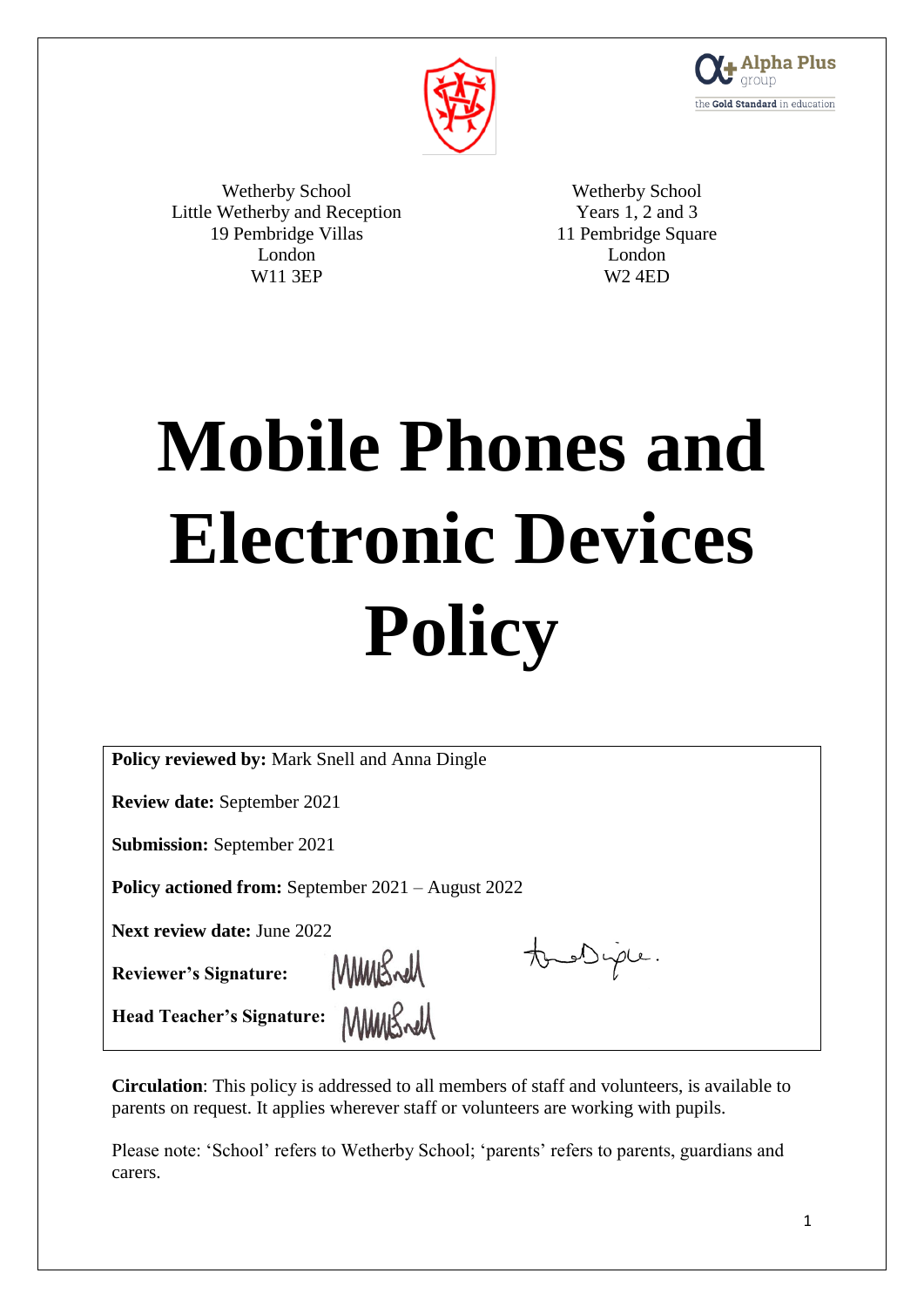Wetherby School
Little Wetherby and Reception
19 Pembridge Villas
London
W11 3EP

Wetherby School
Years 1, 2 and 3
11 Pembridge Square
London
W2 4ED

# Mobile Phones and Electronic Devices Policy

**Policy reviewed by:** Mark Snell and Anna Dingle

**Review date:** September 2021

**Submission:** September 2021

**Policy actioned from:** September 2021 – August 2022

**Next review date:** June 2022

**Reviewer's Signature:**

**Head Teacher's Signature:**

**Circulation**: This policy is addressed to all members of staff and volunteers, is available to parents on request. It applies wherever staff or volunteers are working with pupils.

Please note: 'School' refers to Wetherby School; 'parents' refers to parents, guardians and carers.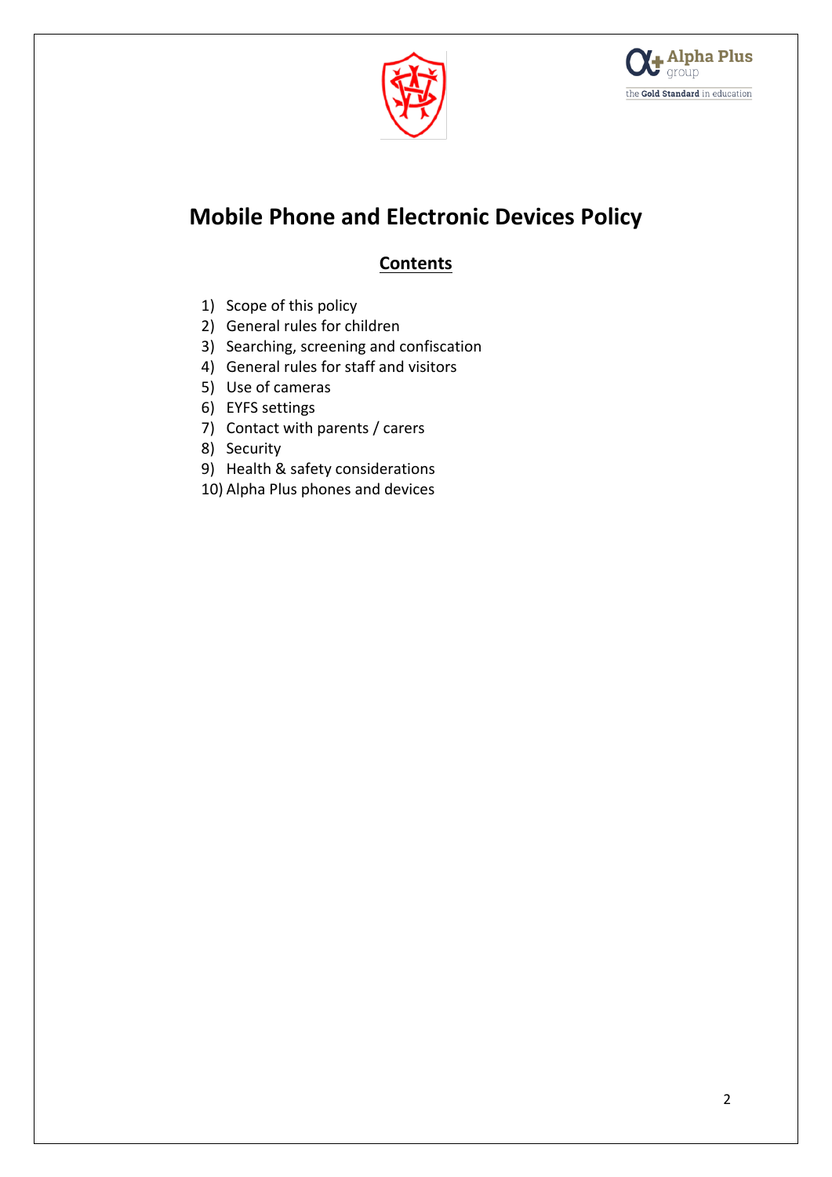# Mobile Phone and Electronic Devices Policy

## Contents

1) Scope of this policy
2) General rules for children
3) Searching, screening and confiscation
4) General rules for staff and visitors
5) Use of cameras
6) EYFS settings
7) Contact with parents / carers
8) Security
9) Health & safety considerations
10) Alpha Plus phones and devices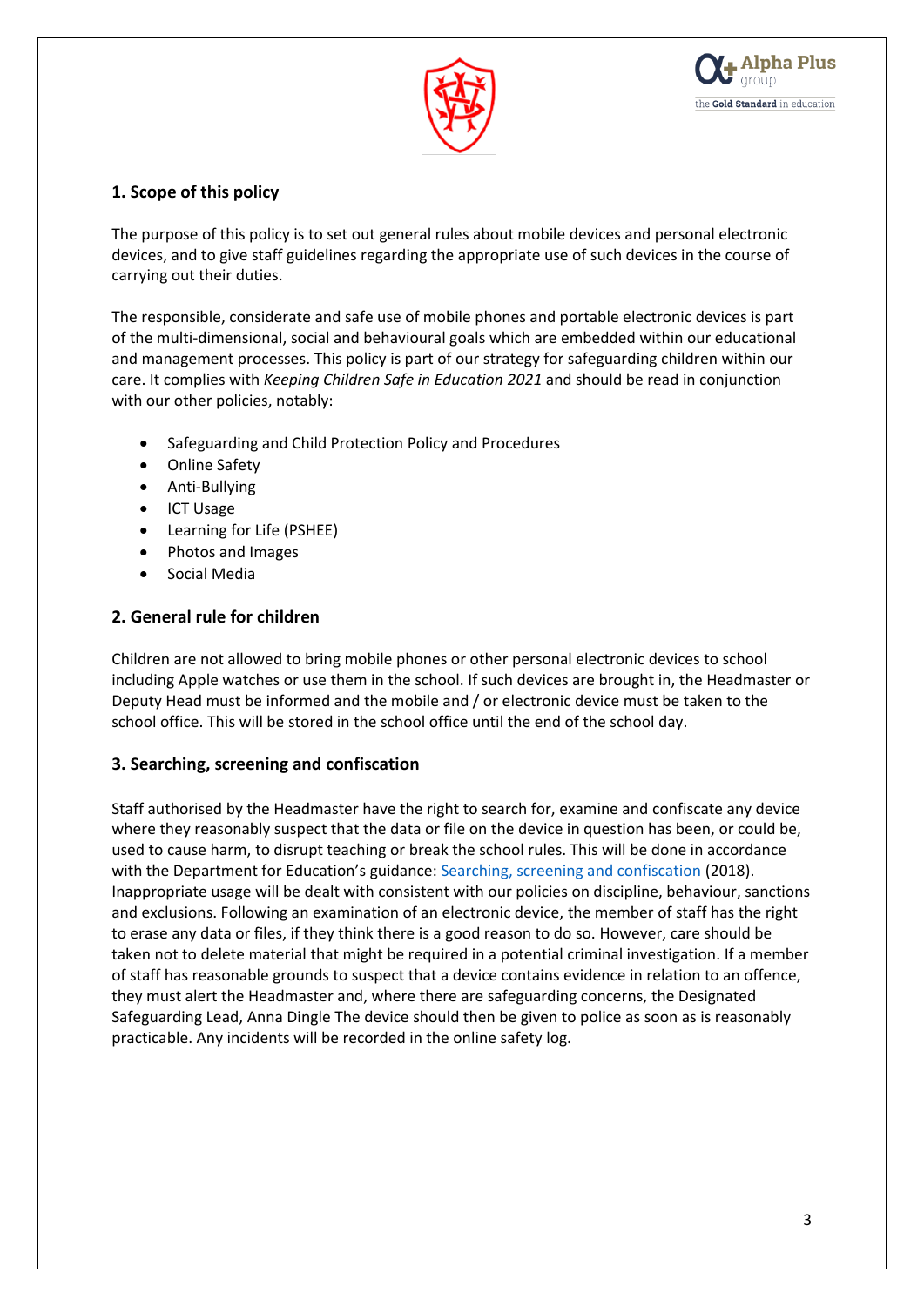## 1. Scope of this policy

The purpose of this policy is to set out general rules about mobile devices and personal electronic devices, and to give staff guidelines regarding the appropriate use of such devices in the course of carrying out their duties.

The responsible, considerate and safe use of mobile phones and portable electronic devices is part of the multi-dimensional, social and behavioural goals which are embedded within our educational and management processes. This policy is part of our strategy for safeguarding children within our care. It complies with *Keeping Children Safe in Education 2021* and should be read in conjunction with our other policies, notably:

- Safeguarding and Child Protection Policy and Procedures
- Online Safety
- Anti-Bullying
- ICT Usage
- Learning for Life (PSHEE)
- Photos and Images
- Social Media

## 2. General rule for children

Children are not allowed to bring mobile phones or other personal electronic devices to school including Apple watches or use them in the school. If such devices are brought in, the Headmaster or Deputy Head must be informed and the mobile and / or electronic device must be taken to the school office. This will be stored in the school office until the end of the school day.

## 3. Searching, screening and confiscation

Staff authorised by the Headmaster have the right to search for, examine and confiscate any device where they reasonably suspect that the data or file on the device in question has been, or could be, used to cause harm, to disrupt teaching or break the school rules. This will be done in accordance with the Department for Education's guidance: Searching, screening and confiscation (2018). Inappropriate usage will be dealt with consistent with our policies on discipline, behaviour, sanctions and exclusions. Following an examination of an electronic device, the member of staff has the right to erase any data or files, if they think there is a good reason to do so. However, care should be taken not to delete material that might be required in a potential criminal investigation. If a member of staff has reasonable grounds to suspect that a device contains evidence in relation to an offence, they must alert the Headmaster and, where there are safeguarding concerns, the Designated Safeguarding Lead, Anna Dingle The device should then be given to police as soon as is reasonably practicable. Any incidents will be recorded in the online safety log.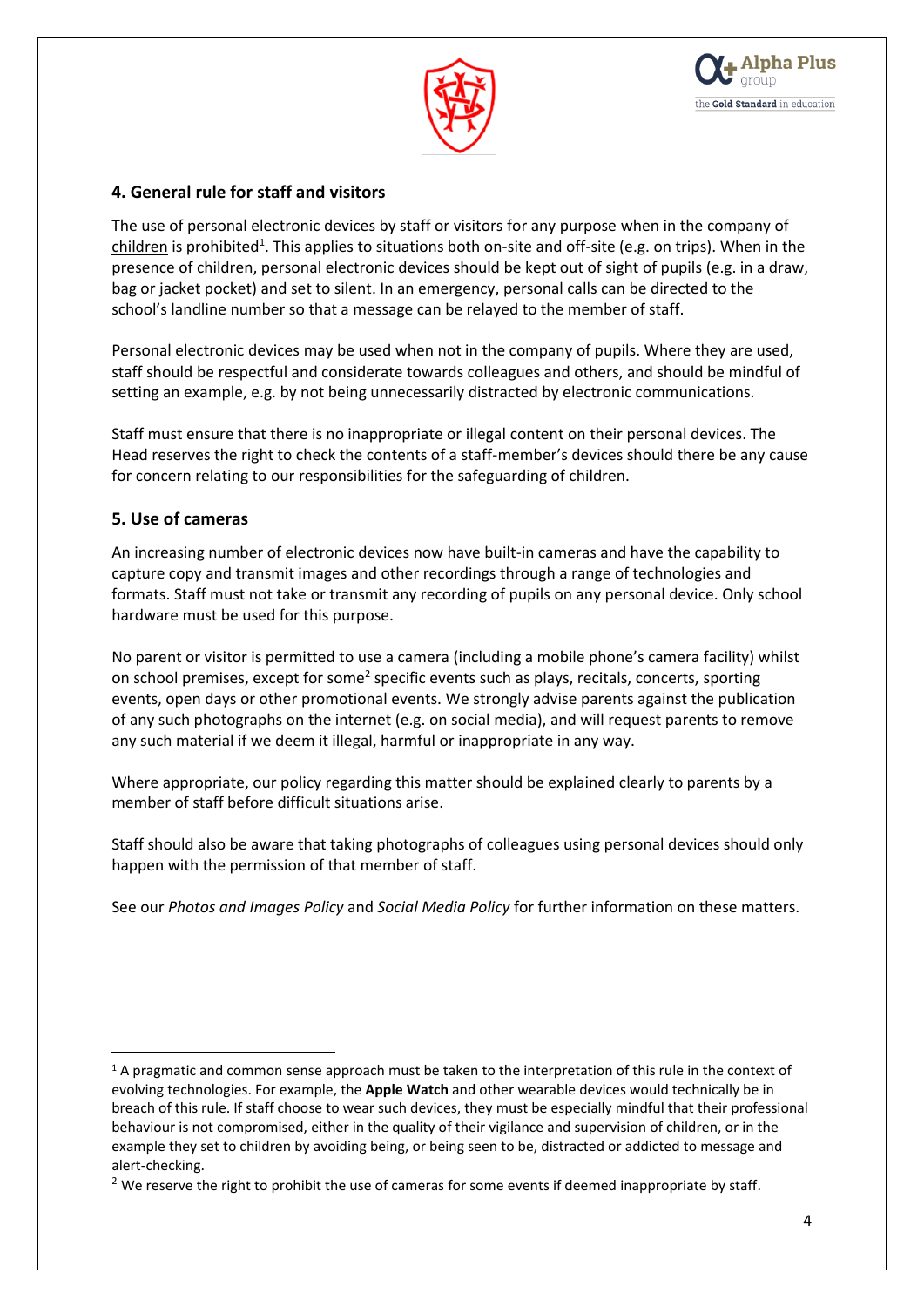## 4. General rule for staff and visitors

The use of personal electronic devices by staff or visitors for any purpose <u>when in the company of children</u> is prohibited[1]. This applies to situations both on-site and off-site (e.g. on trips). When in the presence of children, personal electronic devices should be kept out of sight of pupils (e.g. in a draw, bag or jacket pocket) and set to silent. In an emergency, personal calls can be directed to the school's landline number so that a message can be relayed to the member of staff.

Personal electronic devices may be used when not in the company of pupils. Where they are used, staff should be respectful and considerate towards colleagues and others, and should be mindful of setting an example, e.g. by not being unnecessarily distracted by electronic communications.

Staff must ensure that there is no inappropriate or illegal content on their personal devices. The Head reserves the right to check the contents of a staff-member's devices should there be any cause for concern relating to our responsibilities for the safeguarding of children.

## 5. Use of cameras

An increasing number of electronic devices now have built-in cameras and have the capability to capture copy and transmit images and other recordings through a range of technologies and formats. Staff must not take or transmit any recording of pupils on any personal device. Only school hardware must be used for this purpose.

No parent or visitor is permitted to use a camera (including a mobile phone's camera facility) whilst on school premises, except for some[2] specific events such as plays, recitals, concerts, sporting events, open days or other promotional events. We strongly advise parents against the publication of any such photographs on the internet (e.g. on social media), and will request parents to remove any such material if we deem it illegal, harmful or inappropriate in any way.

Where appropriate, our policy regarding this matter should be explained clearly to parents by a member of staff before difficult situations arise.

Staff should also be aware that taking photographs of colleagues using personal devices should only happen with the permission of that member of staff.

See our *Photos and Images Policy* and *Social Media Policy* for further information on these matters.

---

[1] A pragmatic and common sense approach must be taken to the interpretation of this rule in the context of evolving technologies. For example, the **Apple Watch** and other wearable devices would technically be in breach of this rule. If staff choose to wear such devices, they must be especially mindful that their professional behaviour is not compromised, either in the quality of their vigilance and supervision of children, or in the example they set to children by avoiding being, or being seen to be, distracted or addicted to message and alert-checking.

[2] We reserve the right to prohibit the use of cameras for some events if deemed inappropriate by staff.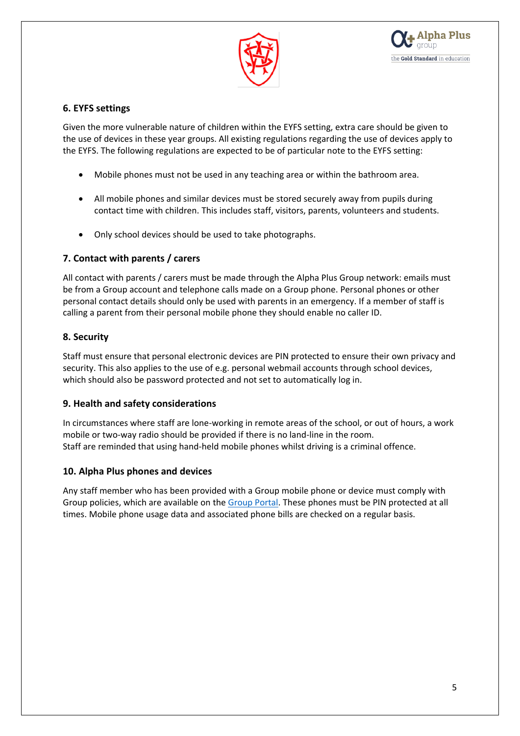## 6. EYFS settings

Given the more vulnerable nature of children within the EYFS setting, extra care should be given to the use of devices in these year groups. All existing regulations regarding the use of devices apply to the EYFS. The following regulations are expected to be of particular note to the EYFS setting:

- Mobile phones must not be used in any teaching area or within the bathroom area.
- All mobile phones and similar devices must be stored securely away from pupils during contact time with children. This includes staff, visitors, parents, volunteers and students.
- Only school devices should be used to take photographs.

## 7. Contact with parents / carers

All contact with parents / carers must be made through the Alpha Plus Group network: emails must be from a Group account and telephone calls made on a Group phone. Personal phones or other personal contact details should only be used with parents in an emergency. If a member of staff is calling a parent from their personal mobile phone they should enable no caller ID.

## 8. Security

Staff must ensure that personal electronic devices are PIN protected to ensure their own privacy and security. This also applies to the use of e.g. personal webmail accounts through school devices, which should also be password protected and not set to automatically log in.

## 9. Health and safety considerations

In circumstances where staff are lone-working in remote areas of the school, or out of hours, a work mobile or two-way radio should be provided if there is no land-line in the room.
Staff are reminded that using hand-held mobile phones whilst driving is a criminal offence.

## 10. Alpha Plus phones and devices

Any staff member who has been provided with a Group mobile phone or device must comply with Group policies, which are available on the Group Portal. These phones must be PIN protected at all times. Mobile phone usage data and associated phone bills are checked on a regular basis.